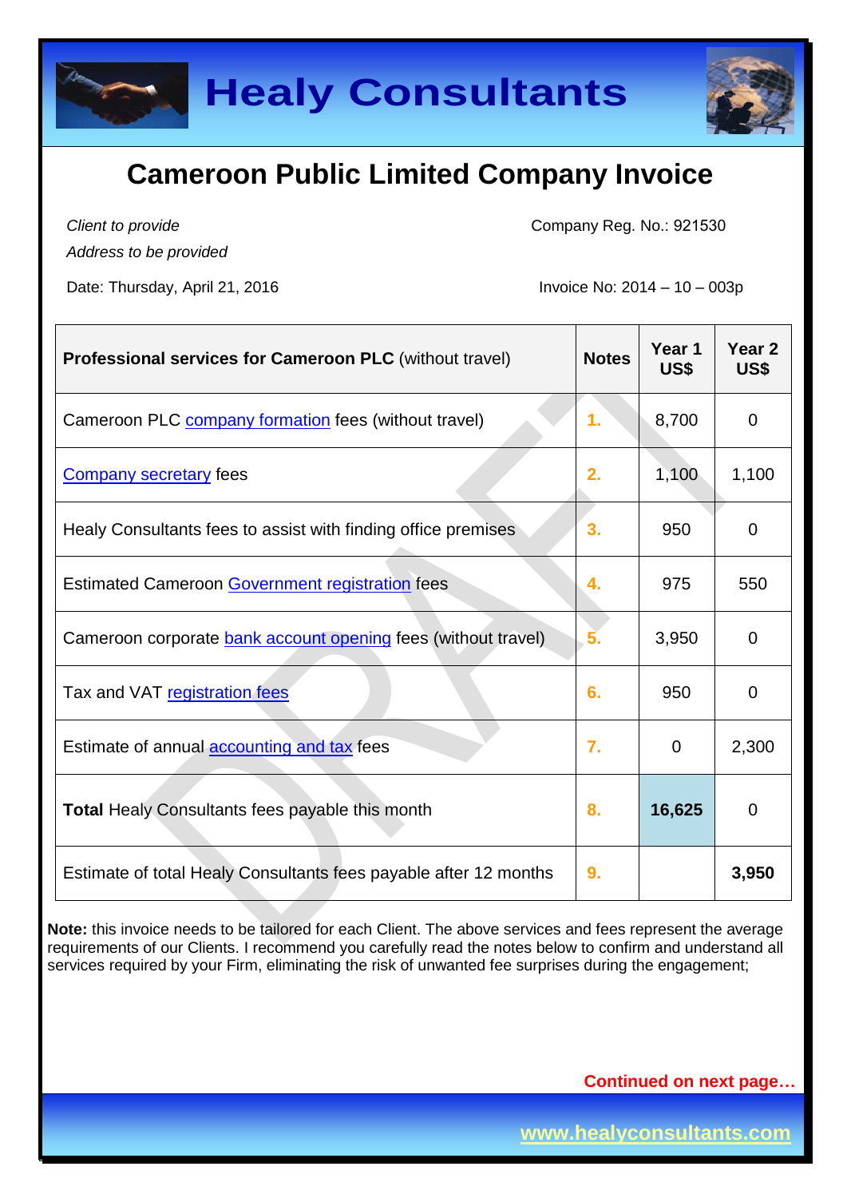# Healy Consultants

## Cameroon Public Limited Company Invoice

*Client to provide*
*Address to be provided*

Company Reg. No.: 921530

Date: Thursday, April 21, 2016

Invoice No: 2014 – 10 – 003p

| **Professional services for Cameroon PLC** (without travel) | **Notes** | **Year 1 US$** | **Year 2 US$** |
|---|---|---|---|
| Cameroon PLC company formation fees (without travel) | 1. | 8,700 | 0 |
| Company secretary fees | 2. | 1,100 | 1,100 |
| Healy Consultants fees to assist with finding office premises | 3. | 950 | 0 |
| Estimated Cameroon Government registration fees | 4. | 975 | 550 |
| Cameroon corporate bank account opening fees (without travel) | 5. | 3,950 | 0 |
| Tax and VAT registration fees | 6. | 950 | 0 |
| Estimate of annual accounting and tax fees | 7. | 0 | 2,300 |
| **Total** Healy Consultants fees payable this month | 8. | **16,625** | 0 |
| Estimate of total Healy Consultants fees payable after 12 months | 9. | | **3,950** |

**Note:** this invoice needs to be tailored for each Client. The above services and fees represent the average requirements of our Clients. I recommend you carefully read the notes below to confirm and understand all services required by your Firm, eliminating the risk of unwanted fee surprises during the engagement;

**Continued on next page…**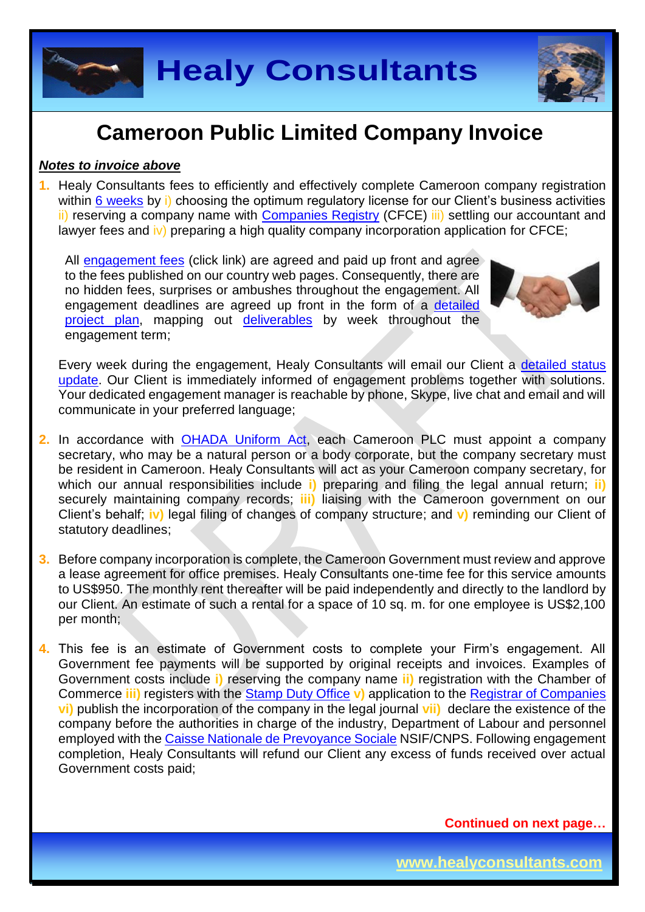# Cameroon Public Limited Company Invoice

***Notes to invoice above***

1. Healy Consultants fees to efficiently and effectively complete Cameroon company registration within 6 weeks by i) choosing the optimum regulatory license for our Client's business activities ii) reserving a company name with Companies Registry (CFCE) iii) settling our accountant and lawyer fees and iv) preparing a high quality company incorporation application for CFCE;

   All engagement fees (click link) are agreed and paid up front and agree to the fees published on our country web pages. Consequently, there are no hidden fees, surprises or ambushes throughout the engagement. All engagement deadlines are agreed up front in the form of a detailed project plan, mapping out deliverables by week throughout the engagement term;

   Every week during the engagement, Healy Consultants will email our Client a detailed status update. Our Client is immediately informed of engagement problems together with solutions. Your dedicated engagement manager is reachable by phone, Skype, live chat and email and will communicate in your preferred language;

2. In accordance with OHADA Uniform Act, each Cameroon PLC must appoint a company secretary, who may be a natural person or a body corporate, but the company secretary must be resident in Cameroon. Healy Consultants will act as your Cameroon company secretary, for which our annual responsibilities include **i)** preparing and filing the legal annual return; **ii)** securely maintaining company records; **iii)** liaising with the Cameroon government on our Client's behalf; **iv)** legal filing of changes of company structure; and **v)** reminding our Client of statutory deadlines;

3. Before company incorporation is complete, the Cameroon Government must review and approve a lease agreement for office premises. Healy Consultants one-time fee for this service amounts to US$950. The monthly rent thereafter will be paid independently and directly to the landlord by our Client. An estimate of such a rental for a space of 10 sq. m. for one employee is US$2,100 per month;

4. This fee is an estimate of Government costs to complete your Firm's engagement. All Government fee payments will be supported by original receipts and invoices. Examples of Government costs include **i)** reserving the company name **ii)** registration with the Chamber of Commerce **iii)** registers with the Stamp Duty Office **v)** application to the Registrar of Companies **vi)** publish the incorporation of the company in the legal journal **vii)** declare the existence of the company before the authorities in charge of the industry, Department of Labour and personnel employed with the Caisse Nationale de Prevoyance Sociale NSIF/CNPS. Following engagement completion, Healy Consultants will refund our Client any excess of funds received over actual Government costs paid;

**Continued on next page…**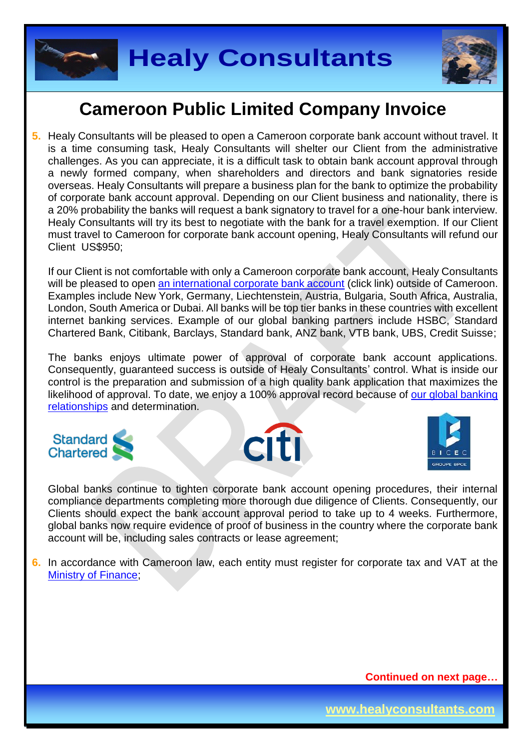# Cameroon Public Limited Company Invoice

5. Healy Consultants will be pleased to open a Cameroon corporate bank account without travel. It is a time consuming task, Healy Consultants will shelter our Client from the administrative challenges. As you can appreciate, it is a difficult task to obtain bank account approval through a newly formed company, when shareholders and directors and bank signatories reside overseas. Healy Consultants will prepare a business plan for the bank to optimize the probability of corporate bank account approval. Depending on our Client business and nationality, there is a 20% probability the banks will request a bank signatory to travel for a one-hour bank interview. Healy Consultants will try its best to negotiate with the bank for a travel exemption. If our Client must travel to Cameroon for corporate bank account opening, Healy Consultants will refund our Client US$950;

   If our Client is not comfortable with only a Cameroon corporate bank account, Healy Consultants will be pleased to open an international corporate bank account (click link) outside of Cameroon. Examples include New York, Germany, Liechtenstein, Austria, Bulgaria, South Africa, Australia, London, South America or Dubai. All banks will be top tier banks in these countries with excellent internet banking services. Example of our global banking partners include HSBC, Standard Chartered Bank, Citibank, Barclays, Standard bank, ANZ bank, VTB bank, UBS, Credit Suisse;

   The banks enjoys ultimate power of approval of corporate bank account applications. Consequently, guaranteed success is outside of Healy Consultants' control. What is inside our control is the preparation and submission of a high quality bank application that maximizes the likelihood of approval. To date, we enjoy a 100% approval record because of our global banking relationships and determination.

   Global banks continue to tighten corporate bank account opening procedures, their internal compliance departments completing more thorough due diligence of Clients. Consequently, our Clients should expect the bank account approval period to take up to 4 weeks. Furthermore, global banks now require evidence of proof of business in the country where the corporate bank account will be, including sales contracts or lease agreement;

6. In accordance with Cameroon law, each entity must register for corporate tax and VAT at the Ministry of Finance;

**Continued on next page…**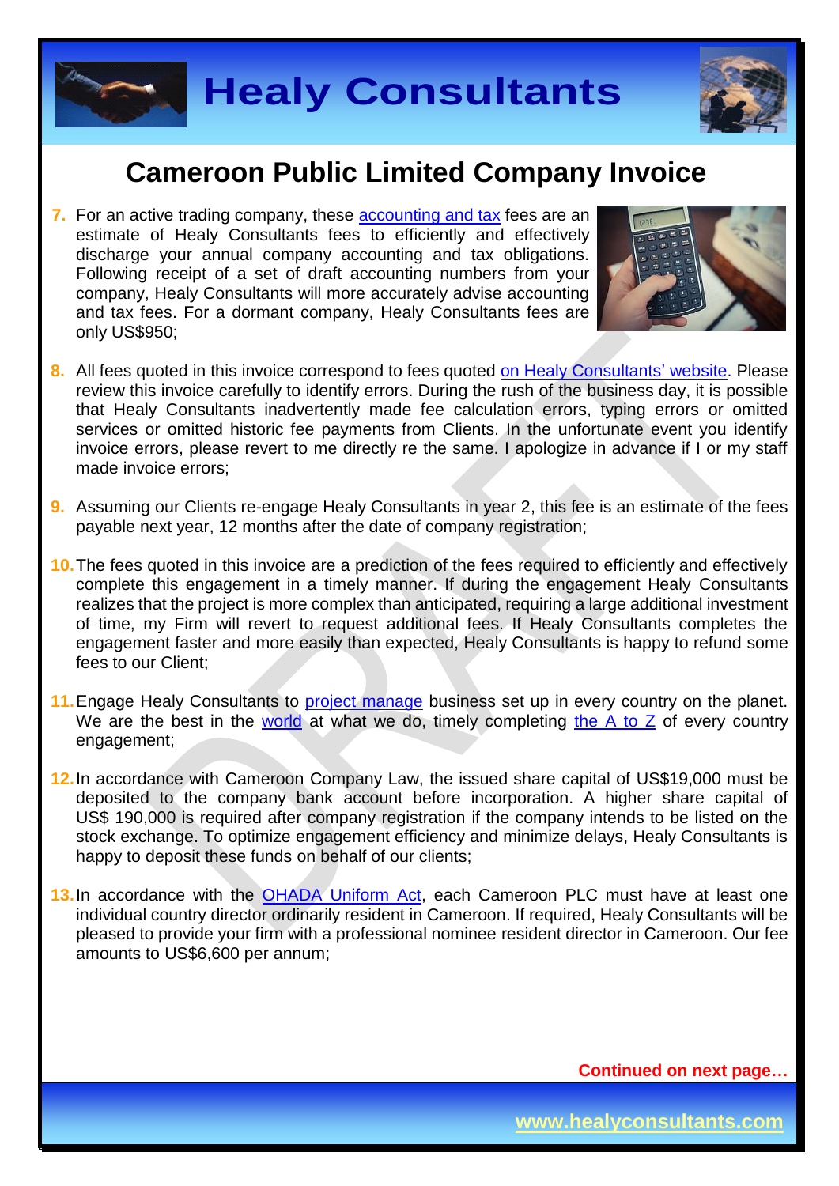# Cameroon Public Limited Company Invoice

7. For an active trading company, these accounting and tax fees are an estimate of Healy Consultants fees to efficiently and effectively discharge your annual company accounting and tax obligations. Following receipt of a set of draft accounting numbers from your company, Healy Consultants will more accurately advise accounting and tax fees. For a dormant company, Healy Consultants fees are only US$950;

8. All fees quoted in this invoice correspond to fees quoted on Healy Consultants' website. Please review this invoice carefully to identify errors. During the rush of the business day, it is possible that Healy Consultants inadvertently made fee calculation errors, typing errors or omitted services or omitted historic fee payments from Clients. In the unfortunate event you identify invoice errors, please revert to me directly re the same. I apologize in advance if I or my staff made invoice errors;

9. Assuming our Clients re-engage Healy Consultants in year 2, this fee is an estimate of the fees payable next year, 12 months after the date of company registration;

10. The fees quoted in this invoice are a prediction of the fees required to efficiently and effectively complete this engagement in a timely manner. If during the engagement Healy Consultants realizes that the project is more complex than anticipated, requiring a large additional investment of time, my Firm will revert to request additional fees. If Healy Consultants completes the engagement faster and more easily than expected, Healy Consultants is happy to refund some fees to our Client;

11. Engage Healy Consultants to project manage business set up in every country on the planet. We are the best in the world at what we do, timely completing the A to Z of every country engagement;

12. In accordance with Cameroon Company Law, the issued share capital of US$19,000 must be deposited to the company bank account before incorporation. A higher share capital of US$ 190,000 is required after company registration if the company intends to be listed on the stock exchange. To optimize engagement efficiency and minimize delays, Healy Consultants is happy to deposit these funds on behalf of our clients;

13. In accordance with the OHADA Uniform Act, each Cameroon PLC must have at least one individual country director ordinarily resident in Cameroon. If required, Healy Consultants will be pleased to provide your firm with a professional nominee resident director in Cameroon. Our fee amounts to US$6,600 per annum;

**Continued on next page…**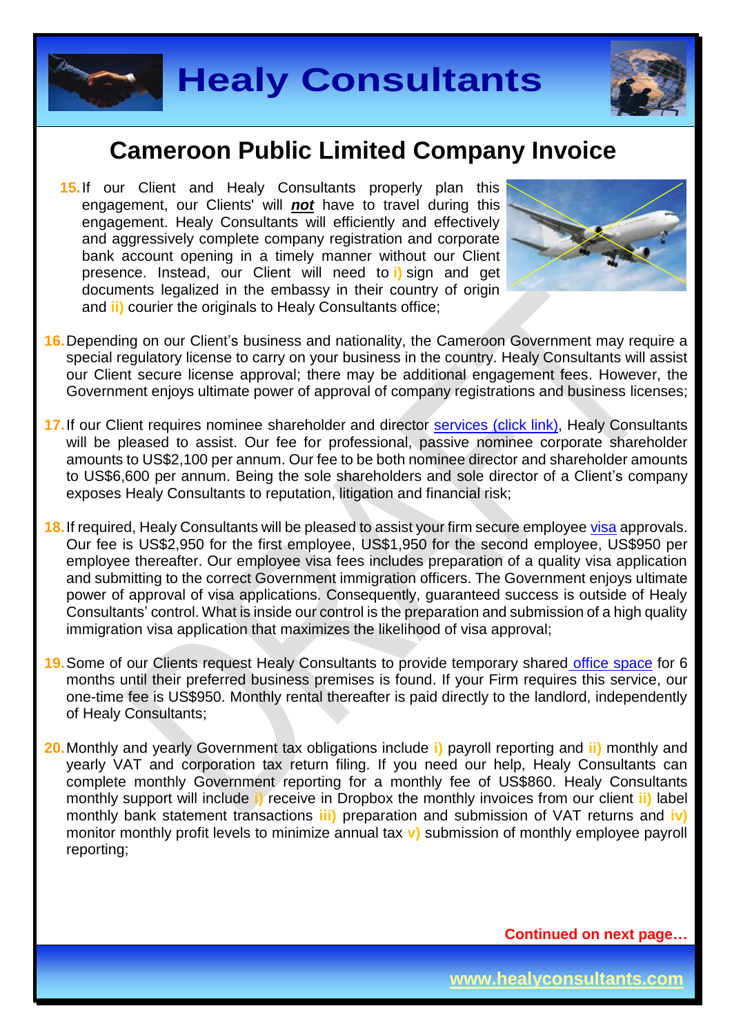# Cameroon Public Limited Company Invoice

15. If our Client and Healy Consultants properly plan this engagement, our Clients' will ***not*** have to travel during this engagement. Healy Consultants will efficiently and effectively and aggressively complete company registration and corporate bank account opening in a timely manner without our Client presence. Instead, our Client will need to **i)** sign and get documents legalized in the embassy in their country of origin and **ii)** courier the originals to Healy Consultants office;

16. Depending on our Client's business and nationality, the Cameroon Government may require a special regulatory license to carry on your business in the country. Healy Consultants will assist our Client secure license approval; there may be additional engagement fees. However, the Government enjoys ultimate power of approval of company registrations and business licenses;

17. If our Client requires nominee shareholder and director services (click link), Healy Consultants will be pleased to assist. Our fee for professional, passive nominee corporate shareholder amounts to US$2,100 per annum. Our fee to be both nominee director and shareholder amounts to US$6,600 per annum. Being the sole shareholders and sole director of a Client's company exposes Healy Consultants to reputation, litigation and financial risk;

18. If required, Healy Consultants will be pleased to assist your firm secure employee visa approvals. Our fee is US$2,950 for the first employee, US$1,950 for the second employee, US$950 per employee thereafter. Our employee visa fees includes preparation of a quality visa application and submitting to the correct Government immigration officers. The Government enjoys ultimate power of approval of visa applications. Consequently, guaranteed success is outside of Healy Consultants' control. What is inside our control is the preparation and submission of a high quality immigration visa application that maximizes the likelihood of visa approval;

19. Some of our Clients request Healy Consultants to provide temporary shared office space for 6 months until their preferred business premises is found. If your Firm requires this service, our one-time fee is US$950. Monthly rental thereafter is paid directly to the landlord, independently of Healy Consultants;

20. Monthly and yearly Government tax obligations include **i)** payroll reporting and **ii)** monthly and yearly VAT and corporation tax return filing. If you need our help, Healy Consultants can complete monthly Government reporting for a monthly fee of US$860. Healy Consultants monthly support will include **i)** receive in Dropbox the monthly invoices from our client **ii)** label monthly bank statement transactions **iii)** preparation and submission of VAT returns and **iv)** monitor monthly profit levels to minimize annual tax **v)** submission of monthly employee payroll reporting;

**Continued on next page…**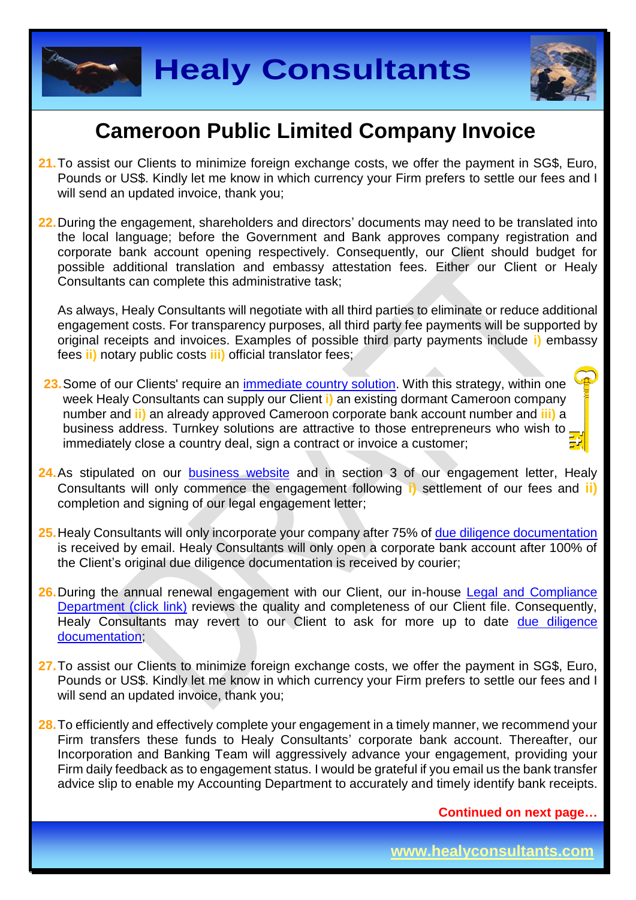# Cameroon Public Limited Company Invoice

21. To assist our Clients to minimize foreign exchange costs, we offer the payment in SG$, Euro, Pounds or US$. Kindly let me know in which currency your Firm prefers to settle our fees and I will send an updated invoice, thank you;

22. During the engagement, shareholders and directors' documents may need to be translated into the local language; before the Government and Bank approves company registration and corporate bank account opening respectively. Consequently, our Client should budget for possible additional translation and embassy attestation fees. Either our Client or Healy Consultants can complete this administrative task;

   As always, Healy Consultants will negotiate with all third parties to eliminate or reduce additional engagement costs. For transparency purposes, all third party fee payments will be supported by original receipts and invoices. Examples of possible third party payments include **i)** embassy fees **ii)** notary public costs **iii)** official translator fees;

23. Some of our Clients' require an [immediate country solution](). With this strategy, within one week Healy Consultants can supply our Client **i)** an existing dormant Cameroon company number and **ii)** an already approved Cameroon corporate bank account number and **iii)** a business address. Turnkey solutions are attractive to those entrepreneurs who wish to immediately close a country deal, sign a contract or invoice a customer;

24. As stipulated on our [business website]() and in section 3 of our engagement letter, Healy Consultants will only commence the engagement following **i)** settlement of our fees and **ii)** completion and signing of our legal engagement letter;

25. Healy Consultants will only incorporate your company after 75% of [due diligence documentation]() is received by email. Healy Consultants will only open a corporate bank account after 100% of the Client's original due diligence documentation is received by courier;

26. During the annual renewal engagement with our Client, our in-house [Legal and Compliance Department (click link)]() reviews the quality and completeness of our Client file. Consequently, Healy Consultants may revert to our Client to ask for more up to date [due diligence documentation]();

27. To assist our Clients to minimize foreign exchange costs, we offer the payment in SG$, Euro, Pounds or US$. Kindly let me know in which currency your Firm prefers to settle our fees and I will send an updated invoice, thank you;

28. To efficiently and effectively complete your engagement in a timely manner, we recommend your Firm transfers these funds to Healy Consultants' corporate bank account. Thereafter, our Incorporation and Banking Team will aggressively advance your engagement, providing your Firm daily feedback as to engagement status. I would be grateful if you email us the bank transfer advice slip to enable my Accounting Department to accurately and timely identify bank receipts.

**Continued on next page…**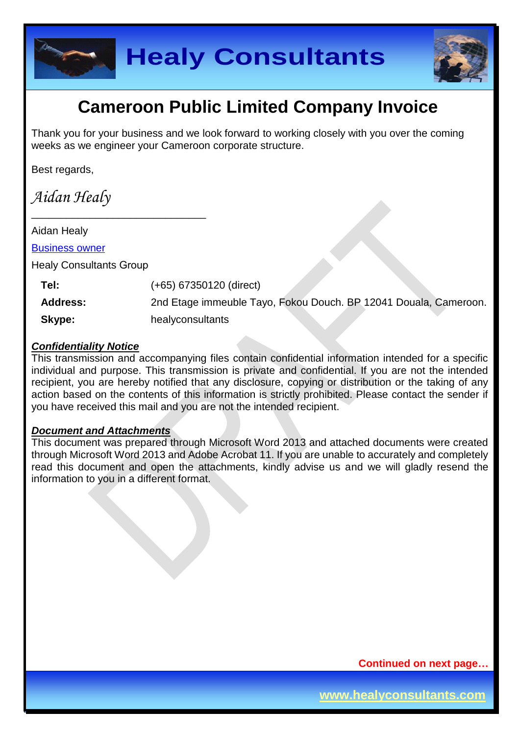# Cameroon Public Limited Company Invoice

Thank you for your business and we look forward to working closely with you over the coming weeks as we engineer your Cameroon corporate structure.

Best regards,

*Aidan Healy*

Aidan Healy

Business owner

Healy Consultants Group

| | |
|---|---|
| **Tel:** | (+65) 67350120 (direct) |
| **Address:** | 2nd Etage immeuble Tayo, Fokou Douch. BP 12041 Douala, Cameroon. |
| **Skype:** | healyconsultants |

***Confidentiality Notice***

This transmission and accompanying files contain confidential information intended for a specific individual and purpose. This transmission is private and confidential. If you are not the intended recipient, you are hereby notified that any disclosure, copying or distribution or the taking of any action based on the contents of this information is strictly prohibited. Please contact the sender if you have received this mail and you are not the intended recipient.

***Document and Attachments***

This document was prepared through Microsoft Word 2013 and attached documents were created through Microsoft Word 2013 and Adobe Acrobat 11. If you are unable to accurately and completely read this document and open the attachments, kindly advise us and we will gladly resend the information to you in a different format.